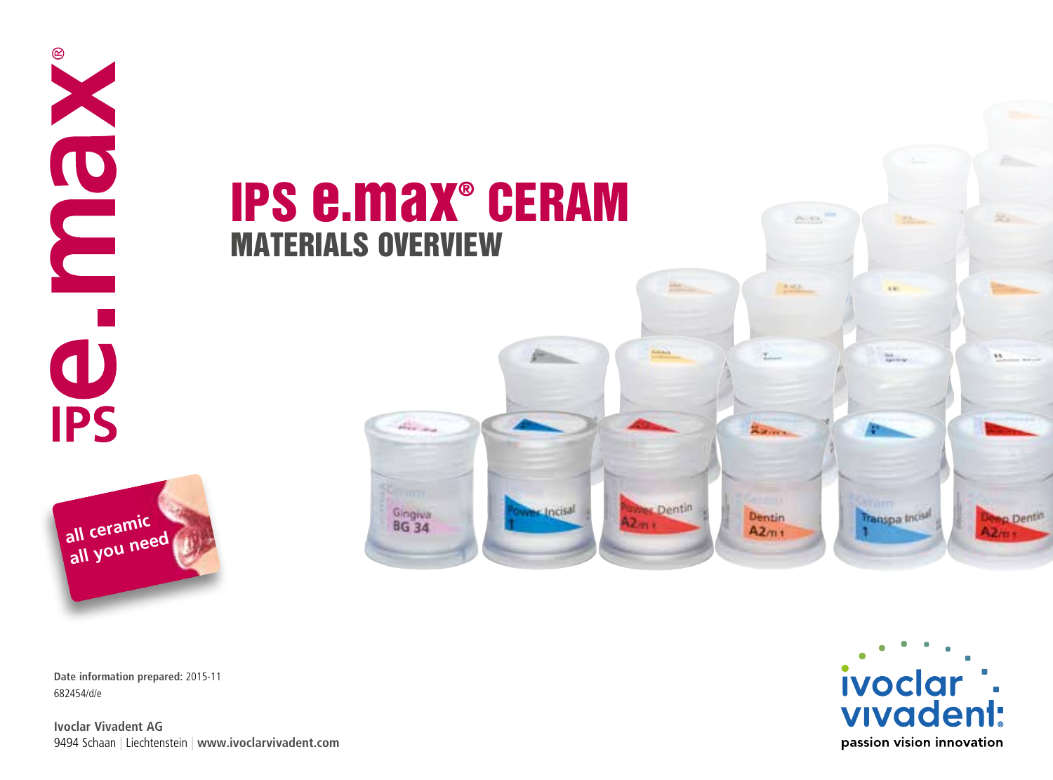# IPS e.max® CERAM

## MATERIALS OVERVIEW

IPS e.max®

all ceramic
all you need

**Date information prepared:** 2015-11
682454/d/e

**Ivoclar Vivadent AG**
9494 Schaan | Liechtenstein | **www.ivoclarvivadent.com**

ivoclar vivadent
passion vision innovation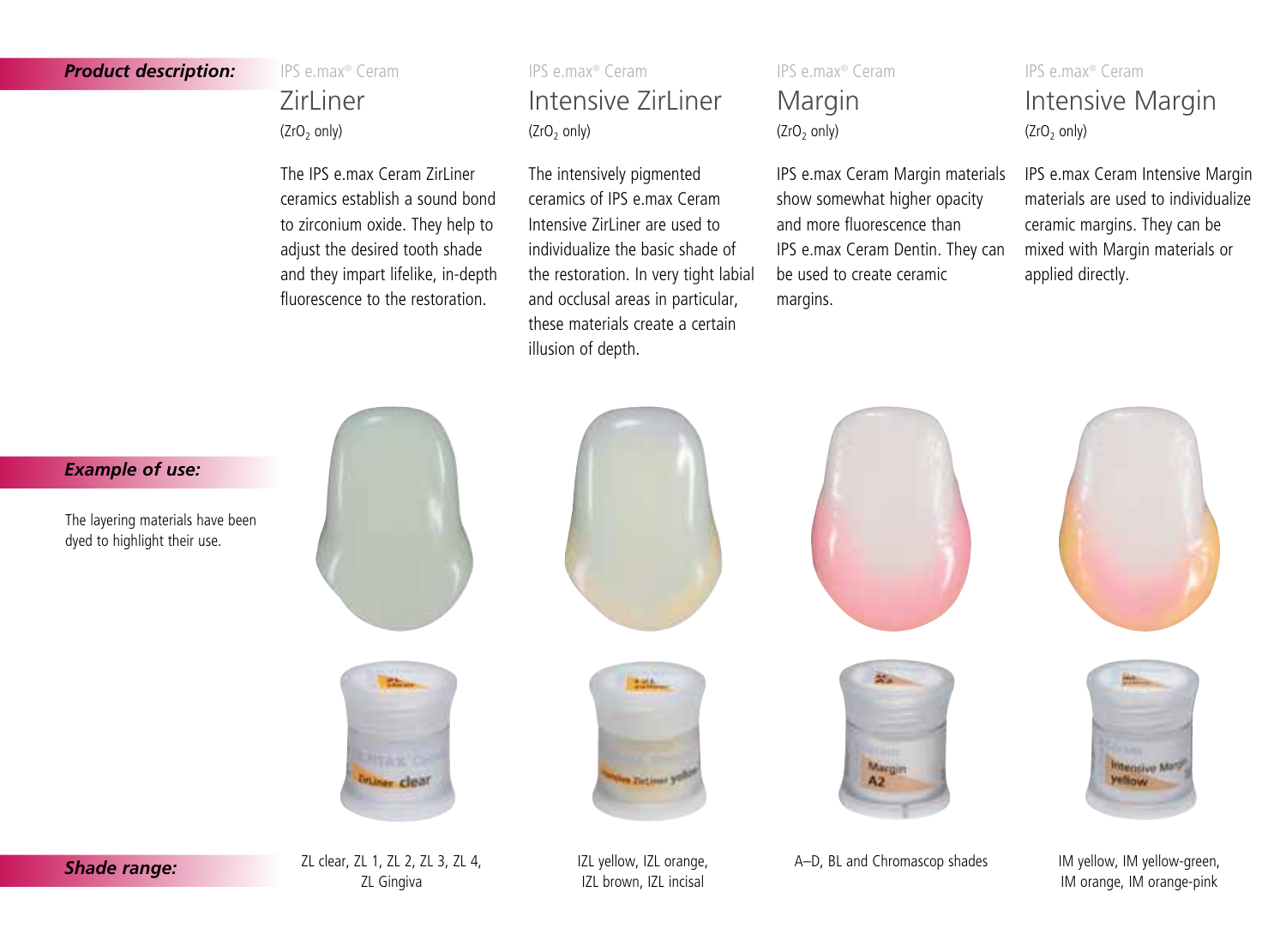**Product description:**

IPS e.max® Ceram

## ZirLiner

($ZrO_2$ only)

The IPS e.max Ceram ZirLiner ceramics establish a sound bond to zirconium oxide. They help to adjust the desired tooth shade and they impart lifelike, in-depth fluorescence to the restoration.

IPS e.max® Ceram

## Intensive ZirLiner

($ZrO_2$ only)

The intensively pigmented ceramics of IPS e.max Ceram Intensive ZirLiner are used to individualize the basic shade of the restoration. In very tight labial and occlusal areas in particular, these materials create a certain illusion of depth.

IPS e.max® Ceram

## Margin

($ZrO_2$ only)

IPS e.max Ceram Margin materials show somewhat higher opacity and more fluorescence than IPS e.max Ceram Dentin. They can be used to create ceramic margins.

IPS e.max® Ceram

## Intensive Margin

($ZrO_2$ only)

IPS e.max Ceram Intensive Margin materials are used to individualize ceramic margins. They can be mixed with Margin materials or applied directly.

**Example of use:**

The layering materials have been dyed to highlight their use.

**Shade range:**

- ZirLiner: ZL clear, ZL 1, ZL 2, ZL 3, ZL 4, ZL Gingiva
- Intensive ZirLiner: IZL yellow, IZL orange, IZL brown, IZL incisal
- Margin: A–D, BL and Chromascop shades
- Intensive Margin: IM yellow, IM yellow-green, IM orange, IM orange-pink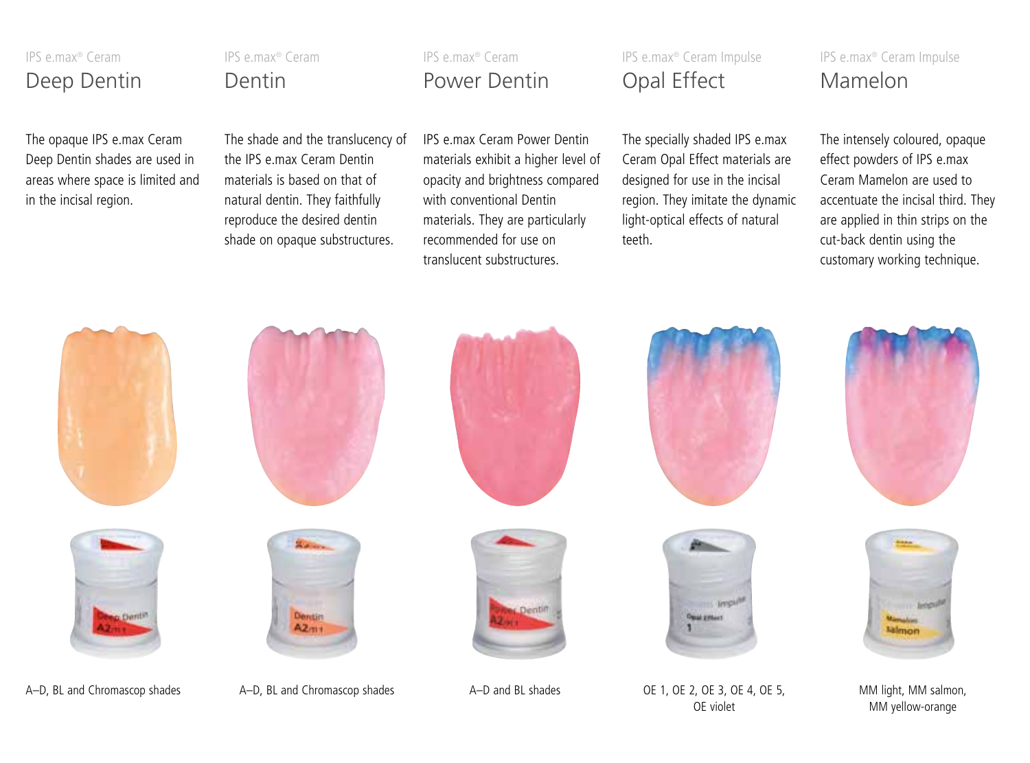IPS e.max® Ceram

## Deep Dentin

The opaque IPS e.max Ceram Deep Dentin shades are used in areas where space is limited and in the incisal region.

A–D, BL and Chromascop shades

IPS e.max® Ceram

## Dentin

The shade and the translucency of the IPS e.max Ceram Dentin materials is based on that of natural dentin. They faithfully reproduce the desired dentin shade on opaque substructures.

A–D, BL and Chromascop shades

IPS e.max® Ceram

## Power Dentin

IPS e.max Ceram Power Dentin materials exhibit a higher level of opacity and brightness compared with conventional Dentin materials. They are particularly recommended for use on translucent substructures.

A–D and BL shades

IPS e.max® Ceram Impulse

## Opal Effect

The specially shaded IPS e.max Ceram Opal Effect materials are designed for use in the incisal region. They imitate the dynamic light-optical effects of natural teeth.

OE 1, OE 2, OE 3, OE 4, OE 5, OE violet

IPS e.max® Ceram Impulse

## Mamelon

The intensely coloured, opaque effect powders of IPS e.max Ceram Mamelon are used to accentuate the incisal third. They are applied in thin strips on the cut-back dentin using the customary working technique.

MM light, MM salmon, MM yellow-orange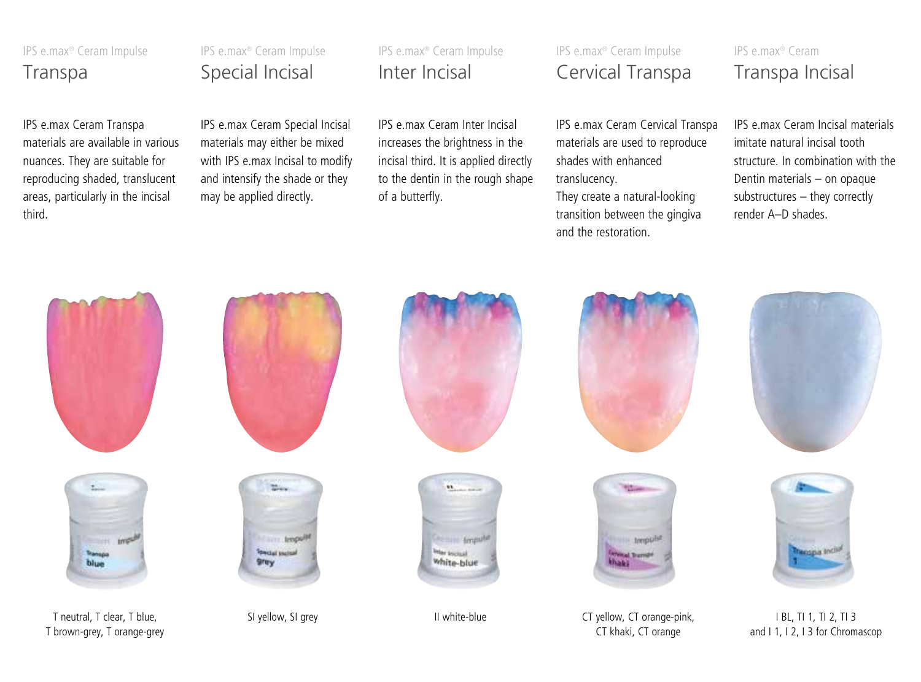IPS e.max® Ceram Impulse

## Transpa

IPS e.max Ceram Transpa materials are available in various nuances. They are suitable for reproducing shaded, translucent areas, particularly in the incisal third.

T neutral, T clear, T blue, T brown-grey, T orange-grey

IPS e.max® Ceram Impulse

## Special Incisal

IPS e.max Ceram Special Incisal materials may either be mixed with IPS e.max Incisal to modify and intensify the shade or they may be applied directly.

SI yellow, SI grey

IPS e.max® Ceram Impulse

## Inter Incisal

IPS e.max Ceram Inter Incisal increases the brightness in the incisal third. It is applied directly to the dentin in the rough shape of a butterfly.

II white-blue

IPS e.max® Ceram Impulse

## Cervical Transpa

IPS e.max Ceram Cervical Transpa materials are used to reproduce shades with enhanced translucency.
They create a natural-looking transition between the gingiva and the restoration.

CT yellow, CT orange-pink, CT khaki, CT orange

IPS e.max® Ceram

## Transpa Incisal

IPS e.max Ceram Incisal materials imitate natural incisal tooth structure. In combination with the Dentin materials – on opaque substructures – they correctly render A–D shades.

I BL, TI 1, TI 2, TI 3 and I 1, I 2, I 3 for Chromascop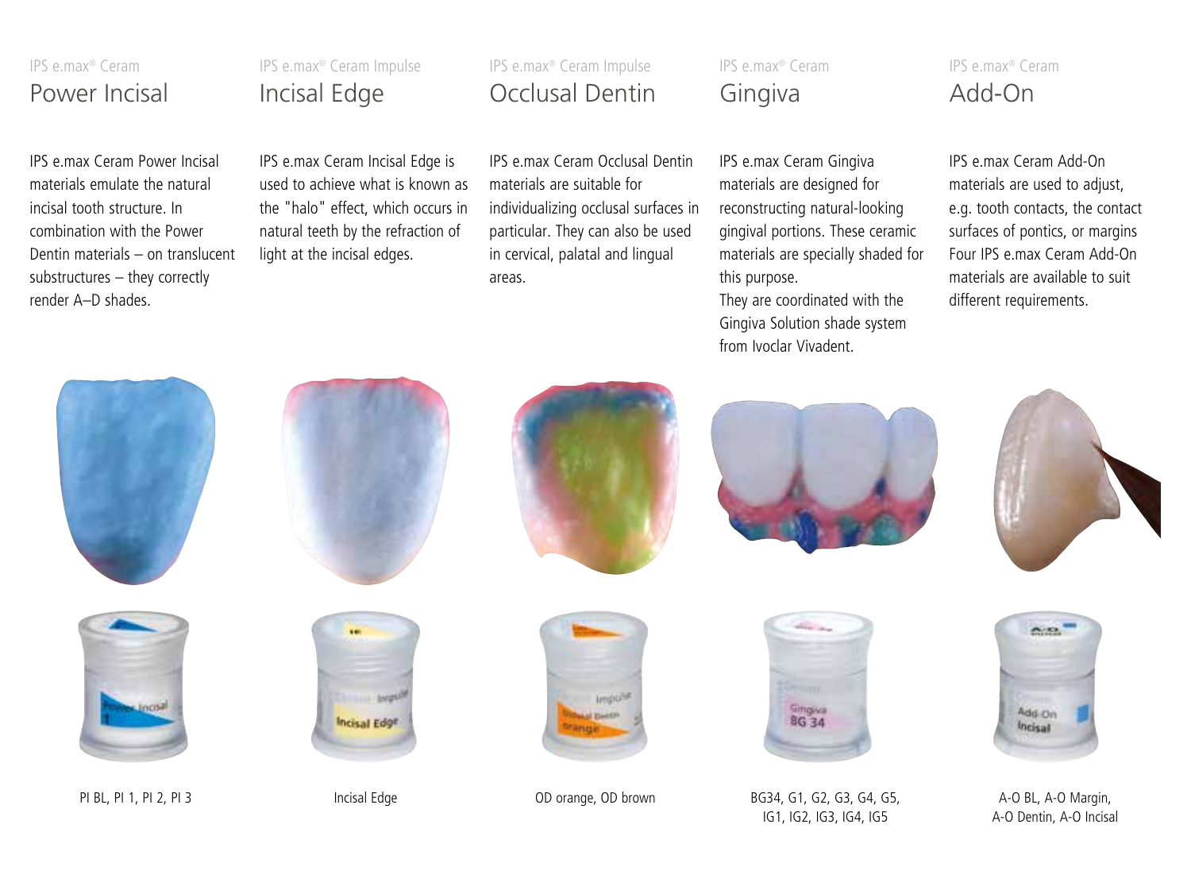IPS e.max® Ceram

## Power Incisal

IPS e.max Ceram Power Incisal materials emulate the natural incisal tooth structure. In combination with the Power Dentin materials – on translucent substructures – they correctly render A–D shades.

PI BL, PI 1, PI 2, PI 3

IPS e.max® Ceram Impulse

## Incisal Edge

IPS e.max Ceram Incisal Edge is used to achieve what is known as the "halo" effect, which occurs in natural teeth by the refraction of light at the incisal edges.

Incisal Edge

IPS e.max® Ceram Impulse

## Occlusal Dentin

IPS e.max Ceram Occlusal Dentin materials are suitable for individualizing occlusal surfaces in particular. They can also be used in cervical, palatal and lingual areas.

OD orange, OD brown

IPS e.max® Ceram

## Gingiva

IPS e.max Ceram Gingiva materials are designed for reconstructing natural-looking gingival portions. These ceramic materials are specially shaded for this purpose.
They are coordinated with the Gingiva Solution shade system from Ivoclar Vivadent.

BG34, G1, G2, G3, G4, G5, IG1, IG2, IG3, IG4, IG5

IPS e.max® Ceram

## Add-On

IPS e.max Ceram Add-On materials are used to adjust, e.g. tooth contacts, the contact surfaces of pontics, or margins Four IPS e.max Ceram Add-On materials are available to suit different requirements.

A-O BL, A-O Margin, A-O Dentin, A-O Incisal